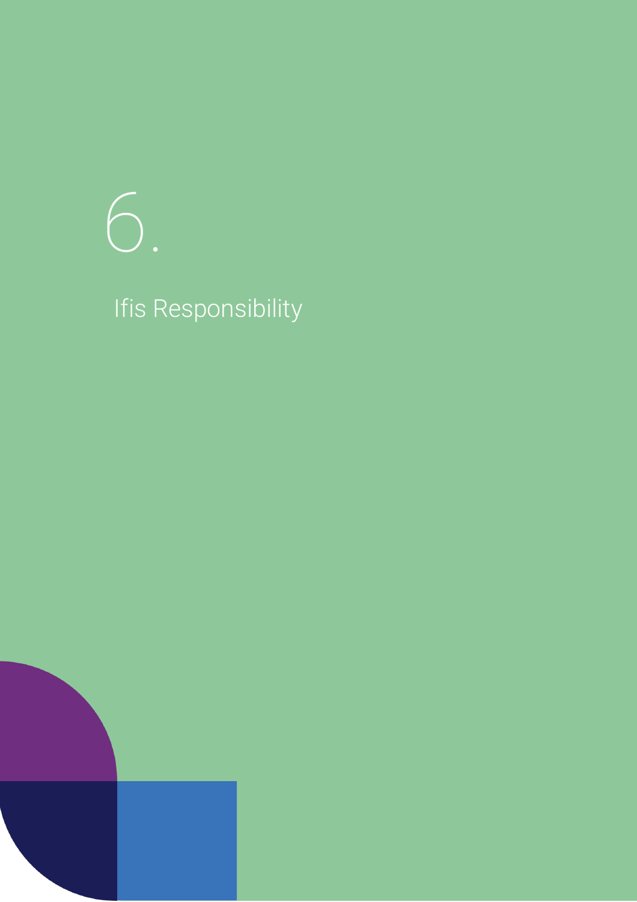# 6.

## Ifis Responsibility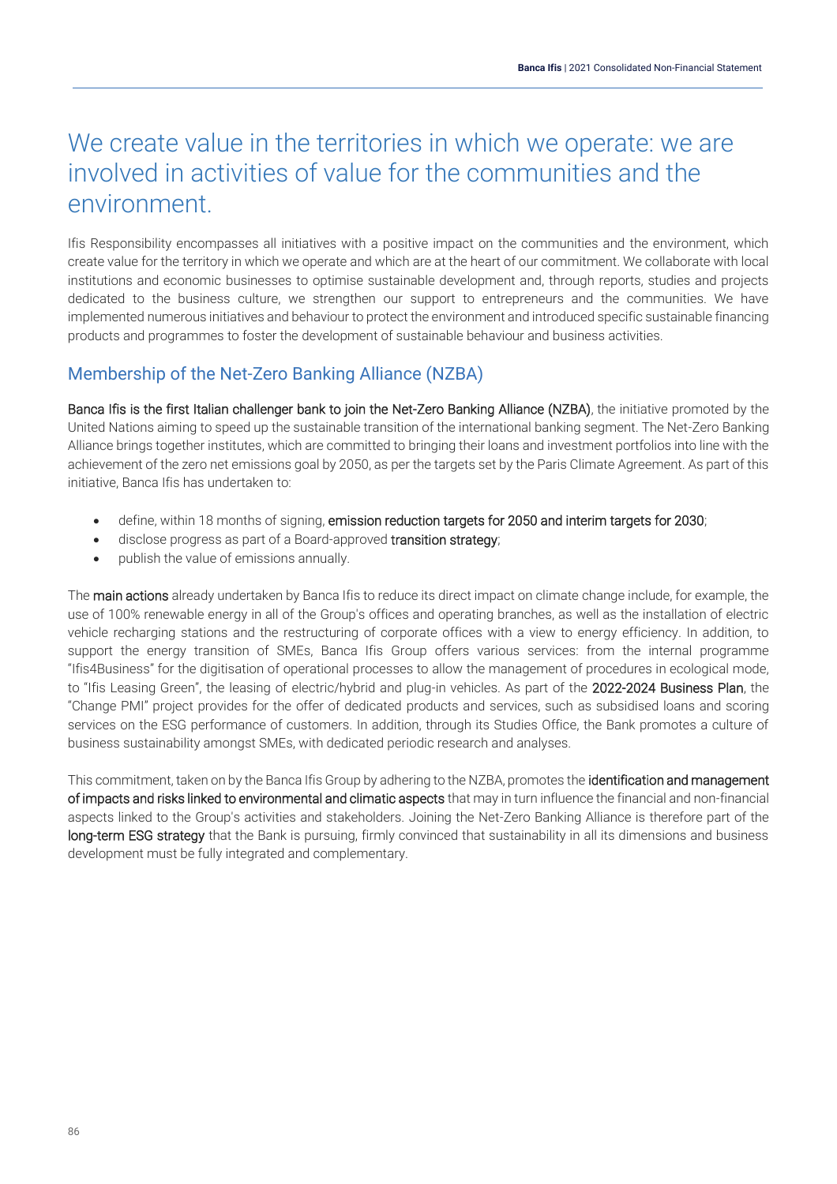# We create value in the territories in which we operate: we are involved in activities of value for the communities and the environment.

Ifis Responsibility encompasses all initiatives with a positive impact on the communities and the environment, which create value for the territory in which we operate and which are at the heart of our commitment. We collaborate with local institutions and economic businesses to optimise sustainable development and, through reports, studies and projects dedicated to the business culture, we strengthen our support to entrepreneurs and the communities. We have implemented numerous initiatives and behaviour to protect the environment and introduced specific sustainable financing products and programmes to foster the development of sustainable behaviour and business activities.

## Membership of the Net-Zero Banking Alliance (NZBA)

**Banca Ifis is the first Italian challenger bank to join the Net-Zero Banking Alliance (NZBA)**, the initiative promoted by the United Nations aiming to speed up the sustainable transition of the international banking segment. The Net-Zero Banking Alliance brings together institutes, which are committed to bringing their loans and investment portfolios into line with the achievement of the zero net emissions goal by 2050, as per the targets set by the Paris Climate Agreement. As part of this initiative, Banca Ifis has undertaken to:

- define, within 18 months of signing, **emission reduction targets for 2050 and interim targets for 2030**;
- disclose progress as part of a Board-approved **transition strategy**;
- publish the value of emissions annually.

The **main actions** already undertaken by Banca Ifis to reduce its direct impact on climate change include, for example, the use of 100% renewable energy in all of the Group's offices and operating branches, as well as the installation of electric vehicle recharging stations and the restructuring of corporate offices with a view to energy efficiency. In addition, to support the energy transition of SMEs, Banca Ifis Group offers various services: from the internal programme "Ifis4Business" for the digitisation of operational processes to allow the management of procedures in ecological mode, to "Ifis Leasing Green", the leasing of electric/hybrid and plug-in vehicles. As part of the **2022-2024 Business Plan**, the "Change PMI" project provides for the offer of dedicated products and services, such as subsidised loans and scoring services on the ESG performance of customers. In addition, through its Studies Office, the Bank promotes a culture of business sustainability amongst SMEs, with dedicated periodic research and analyses.

This commitment, taken on by the Banca Ifis Group by adhering to the NZBA, promotes the **identification and management of impacts and risks linked to environmental and climatic aspects** that may in turn influence the financial and non-financial aspects linked to the Group's activities and stakeholders. Joining the Net-Zero Banking Alliance is therefore part of the **long-term ESG strategy** that the Bank is pursuing, firmly convinced that sustainability in all its dimensions and business development must be fully integrated and complementary.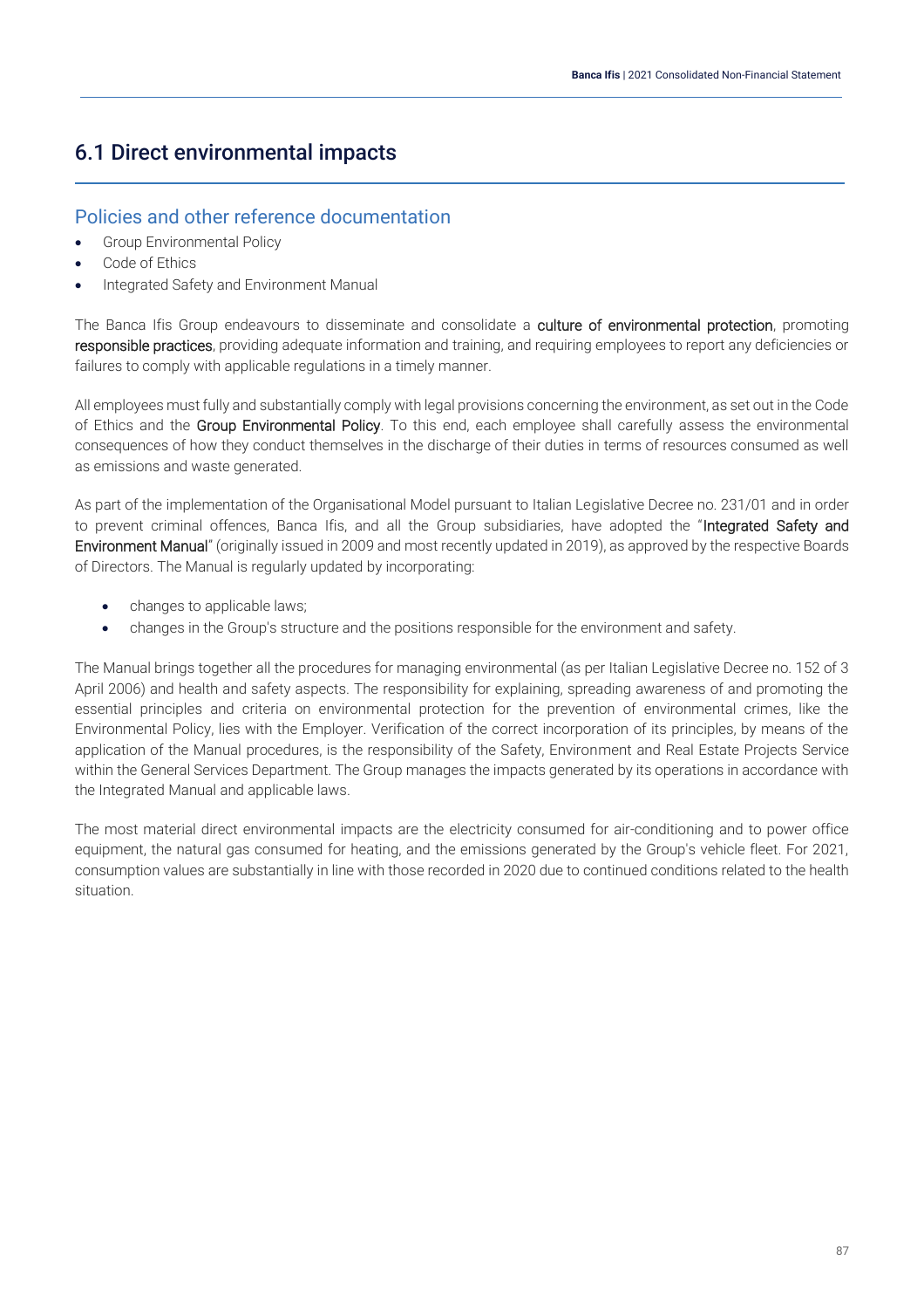## 6.1 Direct environmental impacts

### Policies and other reference documentation

- Group Environmental Policy
- Code of Ethics
- Integrated Safety and Environment Manual

The Banca Ifis Group endeavours to disseminate and consolidate a **culture of environmental protection**, promoting **responsible practices**, providing adequate information and training, and requiring employees to report any deficiencies or failures to comply with applicable regulations in a timely manner.

All employees must fully and substantially comply with legal provisions concerning the environment, as set out in the Code of Ethics and the **Group Environmental Policy**. To this end, each employee shall carefully assess the environmental consequences of how they conduct themselves in the discharge of their duties in terms of resources consumed as well as emissions and waste generated.

As part of the implementation of the Organisational Model pursuant to Italian Legislative Decree no. 231/01 and in order to prevent criminal offences, Banca Ifis, and all the Group subsidiaries, have adopted the "**Integrated Safety and Environment Manual**" (originally issued in 2009 and most recently updated in 2019), as approved by the respective Boards of Directors. The Manual is regularly updated by incorporating:

- changes to applicable laws;
- changes in the Group's structure and the positions responsible for the environment and safety.

The Manual brings together all the procedures for managing environmental (as per Italian Legislative Decree no. 152 of 3 April 2006) and health and safety aspects. The responsibility for explaining, spreading awareness of and promoting the essential principles and criteria on environmental protection for the prevention of environmental crimes, like the Environmental Policy, lies with the Employer. Verification of the correct incorporation of its principles, by means of the application of the Manual procedures, is the responsibility of the Safety, Environment and Real Estate Projects Service within the General Services Department. The Group manages the impacts generated by its operations in accordance with the Integrated Manual and applicable laws.

The most material direct environmental impacts are the electricity consumed for air-conditioning and to power office equipment, the natural gas consumed for heating, and the emissions generated by the Group's vehicle fleet. For 2021, consumption values are substantially in line with those recorded in 2020 due to continued conditions related to the health situation.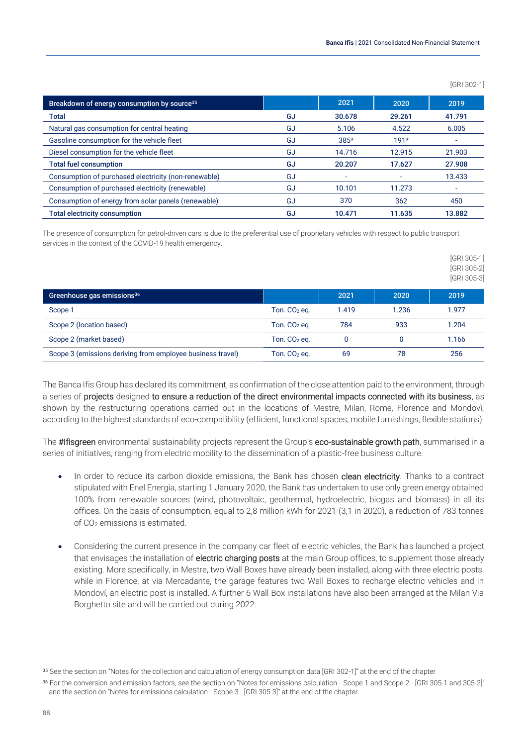[GRI 302-1]

| Breakdown of energy consumption by source[35] | | 2021 | 2020 | 2019 |
|---|---|---|---|---|
| **Total** | **GJ** | **30.678** | **29.261** | **41.791** |
| Natural gas consumption for central heating | GJ | 5.106 | 4.522 | 6.005 |
| Gasoline consumption for the vehicle fleet | GJ | 385* | 191* | - |
| Diesel consumption for the vehicle fleet | GJ | 14.716 | 12.915 | 21.903 |
| **Total fuel consumption** | **GJ** | **20.207** | **17.627** | **27.908** |
| Consumption of purchased electricity (non-renewable) | GJ | - | - | 13.433 |
| Consumption of purchased electricity (renewable) | GJ | 10.101 | 11.273 | - |
| Consumption of energy from solar panels (renewable) | GJ | 370 | 362 | 450 |
| **Total electricity consumption** | **GJ** | **10.471** | **11.635** | **13.882** |

The presence of consumption for petrol-driven cars is due to the preferential use of proprietary vehicles with respect to public transport services in the context of the COVID-19 health emergency.

[GRI 305-1]
[GRI 305-2]
[GRI 305-3]

| Greenhouse gas emissions[36] | | 2021 | 2020 | 2019 |
|---|---|---|---|---|
| Scope 1 | Ton. $CO_2$ eq. | 1.419 | 1.236 | 1.977 |
| Scope 2 (location based) | Ton. $CO_2$ eq. | 784 | 933 | 1.204 |
| Scope 2 (market based) | Ton. $CO_2$ eq. | 0 | 0 | 1.166 |
| Scope 3 (emissions deriving from employee business travel) | Ton. $CO_2$ eq. | 69 | 78 | 256 |

The Banca Ifis Group has declared its commitment, as confirmation of the close attention paid to the environment, through a series of projects designed to ensure a reduction of the direct environmental impacts connected with its business, as shown by the restructuring operations carried out in the locations of Mestre, Milan, Rome, Florence and Mondovì, according to the highest standards of eco-compatibility (efficient, functional spaces, mobile furnishings, flexible stations).

The #Ifisgreen environmental sustainability projects represent the Group's eco-sustainable growth path, summarised in a series of initiatives, ranging from electric mobility to the dissemination of a plastic-free business culture.

- In order to reduce its carbon dioxide emissions, the Bank has chosen clean electricity. Thanks to a contract stipulated with Enel Energia, starting 1 January 2020, the Bank has undertaken to use only green energy obtained 100% from renewable sources (wind, photovoltaic, geothermal, hydroelectric, biogas and biomass) in all its offices. On the basis of consumption, equal to 2,8 million kWh for 2021 (3,1 in 2020), a reduction of 783 tonnes of $CO_2$ emissions is estimated.
- Considering the current presence in the company car fleet of electric vehicles, the Bank has launched a project that envisages the installation of electric charging posts at the main Group offices, to supplement those already existing. More specifically, in Mestre, two Wall Boxes have already been installed, along with three electric posts, while in Florence, at via Mercadante, the garage features two Wall Boxes to recharge electric vehicles and in Mondoví, an electric post is installed. A further 6 Wall Box installations have also been arranged at the Milan Via Borghetto site and will be carried out during 2022.

[35] See the section on "Notes for the collection and calculation of energy consumption data [GRI 302-1]" at the end of the chapter

[36] For the conversion and emission factors, see the section on "Notes for emissions calculation - Scope 1 and Scope 2 - [GRI 305-1 and 305-2]" and the section on "Notes for emissions calculation - Scope 3 - [GRI 305-3]" at the end of the chapter.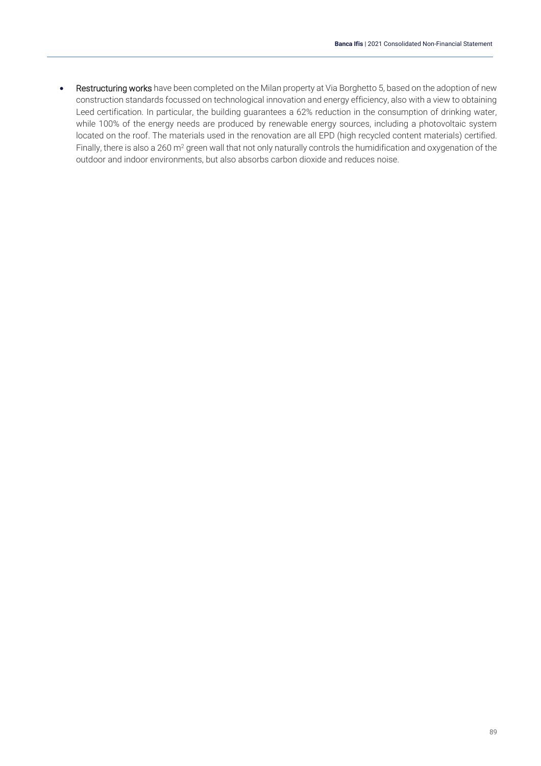- **Restructuring works** have been completed on the Milan property at Via Borghetto 5, based on the adoption of new construction standards focussed on technological innovation and energy efficiency, also with a view to obtaining Leed certification. In particular, the building guarantees a 62% reduction in the consumption of drinking water, while 100% of the energy needs are produced by renewable energy sources, including a photovoltaic system located on the roof. The materials used in the renovation are all EPD (high recycled content materials) certified. Finally, there is also a 260 $m^2$ green wall that not only naturally controls the humidification and oxygenation of the outdoor and indoor environments, but also absorbs carbon dioxide and reduces noise.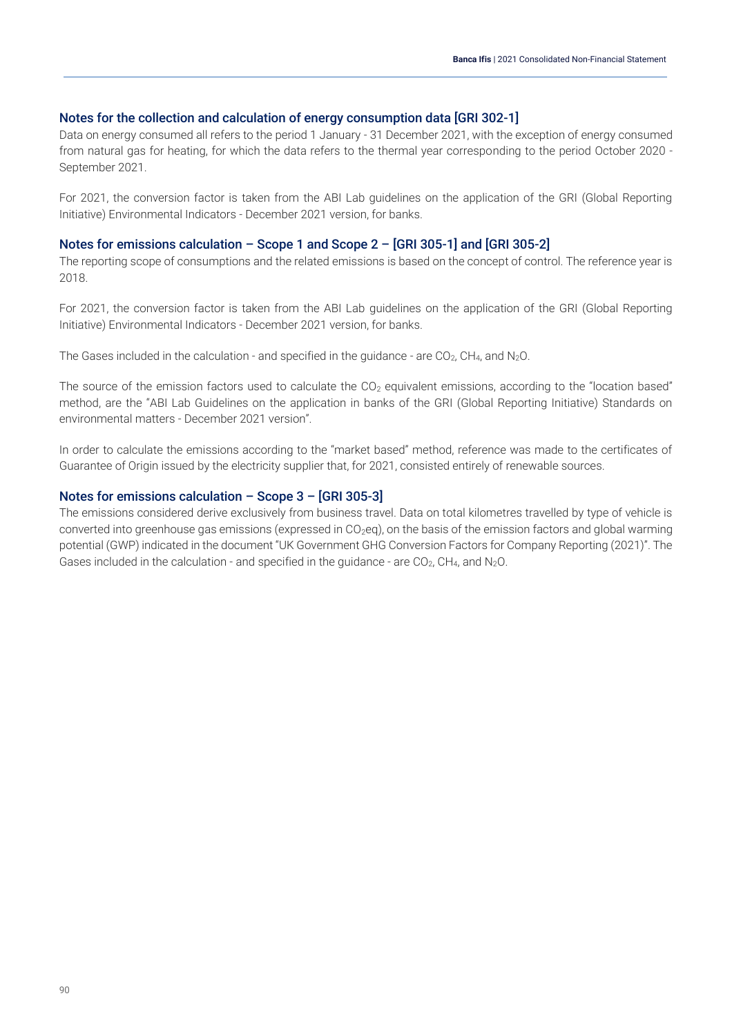### Notes for the collection and calculation of energy consumption data [GRI 302-1]

Data on energy consumed all refers to the period 1 January - 31 December 2021, with the exception of energy consumed from natural gas for heating, for which the data refers to the thermal year corresponding to the period October 2020 - September 2021.

For 2021, the conversion factor is taken from the ABI Lab guidelines on the application of the GRI (Global Reporting Initiative) Environmental Indicators - December 2021 version, for banks.

### Notes for emissions calculation – Scope 1 and Scope 2 – [GRI 305-1] and [GRI 305-2]

The reporting scope of consumptions and the related emissions is based on the concept of control. The reference year is 2018.

For 2021, the conversion factor is taken from the ABI Lab guidelines on the application of the GRI (Global Reporting Initiative) Environmental Indicators - December 2021 version, for banks.

The Gases included in the calculation - and specified in the guidance - are $CO_2$, $CH_4$, and $N_2O$.

The source of the emission factors used to calculate the $CO_2$ equivalent emissions, according to the "location based" method, are the "ABI Lab Guidelines on the application in banks of the GRI (Global Reporting Initiative) Standards on environmental matters - December 2021 version".

In order to calculate the emissions according to the "market based" method, reference was made to the certificates of Guarantee of Origin issued by the electricity supplier that, for 2021, consisted entirely of renewable sources.

### Notes for emissions calculation – Scope 3 – [GRI 305-3]

The emissions considered derive exclusively from business travel. Data on total kilometres travelled by type of vehicle is converted into greenhouse gas emissions (expressed in $CO_2$eq), on the basis of the emission factors and global warming potential (GWP) indicated in the document "UK Government GHG Conversion Factors for Company Reporting (2021)". The Gases included in the calculation - and specified in the guidance - are $CO_2$, $CH_4$, and $N_2O$.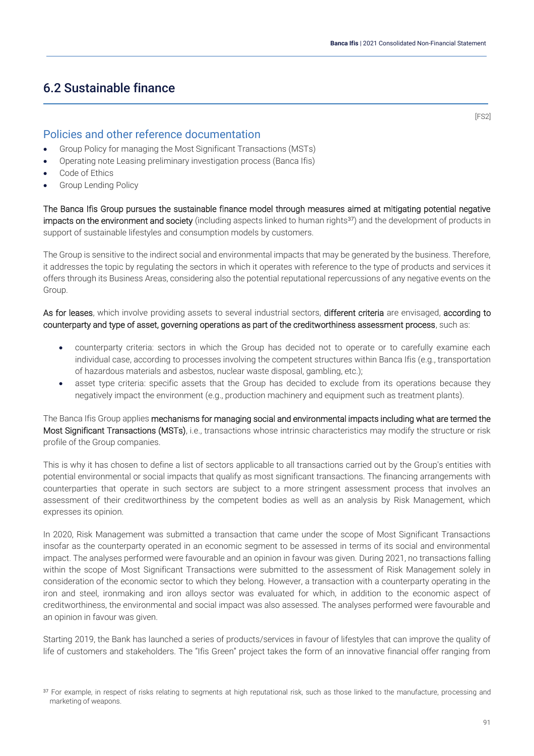## 6.2 Sustainable finance

[FS2]

### Policies and other reference documentation

- Group Policy for managing the Most Significant Transactions (MSTs)
- Operating note Leasing preliminary investigation process (Banca Ifis)
- Code of Ethics
- Group Lending Policy

**The Banca Ifis Group pursues the sustainable finance model through measures aimed at mitigating potential negative impacts on the environment and society** (including aspects linked to human rights[37]) and the development of products in support of sustainable lifestyles and consumption models by customers.

The Group is sensitive to the indirect social and environmental impacts that may be generated by the business. Therefore, it addresses the topic by regulating the sectors in which it operates with reference to the type of products and services it offers through its Business Areas, considering also the potential reputational repercussions of any negative events on the Group.

**As for leases**, which involve providing assets to several industrial sectors, **different criteria** are envisaged, **according to counterparty and type of asset, governing operations as part of the creditworthiness assessment process**, such as:

- counterparty criteria: sectors in which the Group has decided not to operate or to carefully examine each individual case, according to processes involving the competent structures within Banca Ifis (e.g., transportation of hazardous materials and asbestos, nuclear waste disposal, gambling, etc.);
- asset type criteria: specific assets that the Group has decided to exclude from its operations because they negatively impact the environment (e.g., production machinery and equipment such as treatment plants).

The Banca Ifis Group applies **mechanisms for managing social and environmental impacts including what are termed the Most Significant Transactions (MSTs)**, i.e., transactions whose intrinsic characteristics may modify the structure or risk profile of the Group companies.

This is why it has chosen to define a list of sectors applicable to all transactions carried out by the Group's entities with potential environmental or social impacts that qualify as most significant transactions. The financing arrangements with counterparties that operate in such sectors are subject to a more stringent assessment process that involves an assessment of their creditworthiness by the competent bodies as well as an analysis by Risk Management, which expresses its opinion.

In 2020, Risk Management was submitted a transaction that came under the scope of Most Significant Transactions insofar as the counterparty operated in an economic segment to be assessed in terms of its social and environmental impact. The analyses performed were favourable and an opinion in favour was given. During 2021, no transactions falling within the scope of Most Significant Transactions were submitted to the assessment of Risk Management solely in consideration of the economic sector to which they belong. However, a transaction with a counterparty operating in the iron and steel, ironmaking and iron alloys sector was evaluated for which, in addition to the economic aspect of creditworthiness, the environmental and social impact was also assessed. The analyses performed were favourable and an opinion in favour was given.

Starting 2019, the Bank has launched a series of products/services in favour of lifestyles that can improve the quality of life of customers and stakeholders. The "Ifis Green" project takes the form of an innovative financial offer ranging from

[37] For example, in respect of risks relating to segments at high reputational risk, such as those linked to the manufacture, processing and marketing of weapons.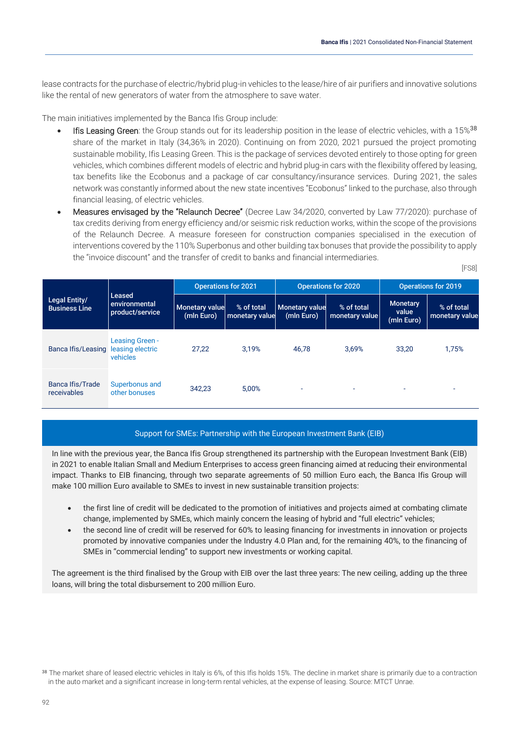lease contracts for the purchase of electric/hybrid plug-in vehicles to the lease/hire of air purifiers and innovative solutions like the rental of new generators of water from the atmosphere to save water.

The main initiatives implemented by the Banca Ifis Group include:

- Ifis Leasing Green: the Group stands out for its leadership position in the lease of electric vehicles, with a 15%[38] share of the market in Italy (34,36% in 2020). Continuing on from 2020, 2021 pursued the project promoting sustainable mobility, Ifis Leasing Green. This is the package of services devoted entirely to those opting for green vehicles, which combines different models of electric and hybrid plug-in cars with the flexibility offered by leasing, tax benefits like the Ecobonus and a package of car consultancy/insurance services. During 2021, the sales network was constantly informed about the new state incentives "Ecobonus" linked to the purchase, also through financial leasing, of electric vehicles.
- Measures envisaged by the "Relaunch Decree" (Decree Law 34/2020, converted by Law 77/2020): purchase of tax credits deriving from energy efficiency and/or seismic risk reduction works, within the scope of the provisions of the Relaunch Decree. A measure foreseen for construction companies specialised in the execution of interventions covered by the 110% Superbonus and other building tax bonuses that provide the possibility to apply the "invoice discount" and the transfer of credit to banks and financial intermediaries.

[FS8]

| Legal Entity/ Business Line | Leased environmental product/service | Operations for 2021 | | Operations for 2020 | | Operations for 2019 | |
|---|---|---|---|---|---|---|---|
| | | Monetary value (mln Euro) | % of total monetary value | Monetary value (mln Euro) | % of total monetary value | Monetary value (mln Euro) | % of total monetary value |
| Banca Ifis/Leasing | Leasing Green - leasing electric vehicles | 27,22 | 3,19% | 46,78 | 3,69% | 33,20 | 1,75% |
| Banca Ifis/Trade receivables | Superbonus and other bonuses | 342,23 | 5,00% | - | - | - | - |

## Support for SMEs: Partnership with the European Investment Bank (EIB)

In line with the previous year, the Banca Ifis Group strengthened its partnership with the European Investment Bank (EIB) in 2021 to enable Italian Small and Medium Enterprises to access green financing aimed at reducing their environmental impact. Thanks to EIB financing, through two separate agreements of 50 million Euro each, the Banca Ifis Group will make 100 million Euro available to SMEs to invest in new sustainable transition projects:

- the first line of credit will be dedicated to the promotion of initiatives and projects aimed at combating climate change, implemented by SMEs, which mainly concern the leasing of hybrid and "full electric" vehicles;
- the second line of credit will be reserved for 60% to leasing financing for investments in innovation or projects promoted by innovative companies under the Industry 4.0 Plan and, for the remaining 40%, to the financing of SMEs in "commercial lending" to support new investments or working capital.

The agreement is the third finalised by the Group with EIB over the last three years: The new ceiling, adding up the three loans, will bring the total disbursement to 200 million Euro.

[38] The market share of leased electric vehicles in Italy is 6%, of this Ifis holds 15%. The decline in market share is primarily due to a contraction in the auto market and a significant increase in long-term rental vehicles, at the expense of leasing. Source: MTCT Unrae.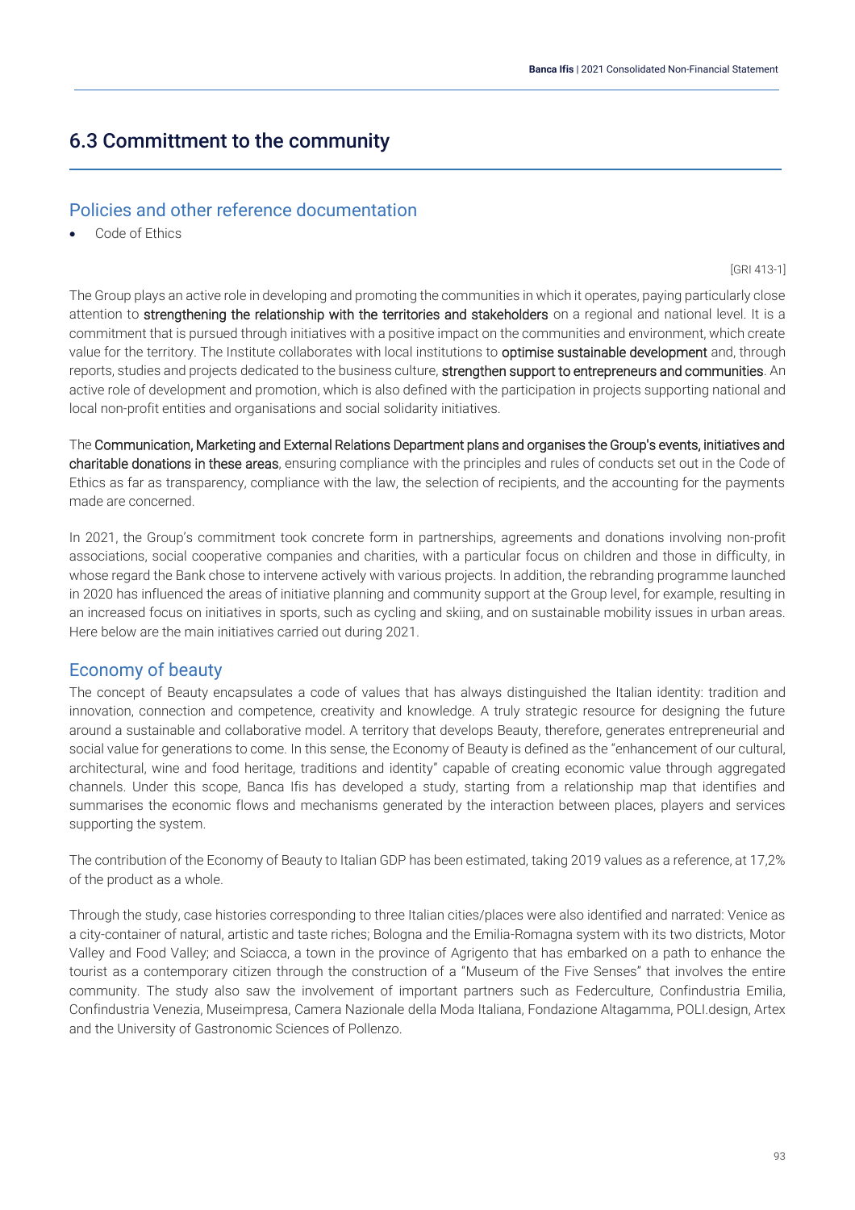## 6.3 Committment to the community

### Policies and other reference documentation

- Code of Ethics

[GRI 413-1]

The Group plays an active role in developing and promoting the communities in which it operates, paying particularly close attention to **strengthening the relationship with the territories and stakeholders** on a regional and national level. It is a commitment that is pursued through initiatives with a positive impact on the communities and environment, which create value for the territory. The Institute collaborates with local institutions to **optimise sustainable development** and, through reports, studies and projects dedicated to the business culture, **strengthen support to entrepreneurs and communities**. An active role of development and promotion, which is also defined with the participation in projects supporting national and local non-profit entities and organisations and social solidarity initiatives.

The **Communication, Marketing and External Relations Department plans and organises the Group's events, initiatives and charitable donations in these areas**, ensuring compliance with the principles and rules of conducts set out in the Code of Ethics as far as transparency, compliance with the law, the selection of recipients, and the accounting for the payments made are concerned.

In 2021, the Group's commitment took concrete form in partnerships, agreements and donations involving non-profit associations, social cooperative companies and charities, with a particular focus on children and those in difficulty, in whose regard the Bank chose to intervene actively with various projects. In addition, the rebranding programme launched in 2020 has influenced the areas of initiative planning and community support at the Group level, for example, resulting in an increased focus on initiatives in sports, such as cycling and skiing, and on sustainable mobility issues in urban areas. Here below are the main initiatives carried out during 2021.

### Economy of beauty

The concept of Beauty encapsulates a code of values that has always distinguished the Italian identity: tradition and innovation, connection and competence, creativity and knowledge. A truly strategic resource for designing the future around a sustainable and collaborative model. A territory that develops Beauty, therefore, generates entrepreneurial and social value for generations to come. In this sense, the Economy of Beauty is defined as the "enhancement of our cultural, architectural, wine and food heritage, traditions and identity" capable of creating economic value through aggregated channels. Under this scope, Banca Ifis has developed a study, starting from a relationship map that identifies and summarises the economic flows and mechanisms generated by the interaction between places, players and services supporting the system.

The contribution of the Economy of Beauty to Italian GDP has been estimated, taking 2019 values as a reference, at 17,2% of the product as a whole.

Through the study, case histories corresponding to three Italian cities/places were also identified and narrated: Venice as a city-container of natural, artistic and taste riches; Bologna and the Emilia-Romagna system with its two districts, Motor Valley and Food Valley; and Sciacca, a town in the province of Agrigento that has embarked on a path to enhance the tourist as a contemporary citizen through the construction of a "Museum of the Five Senses" that involves the entire community. The study also saw the involvement of important partners such as Federculture, Confindustria Emilia, Confindustria Venezia, Museimpresa, Camera Nazionale della Moda Italiana, Fondazione Altagamma, POLI.design, Artex and the University of Gastronomic Sciences of Pollenzo.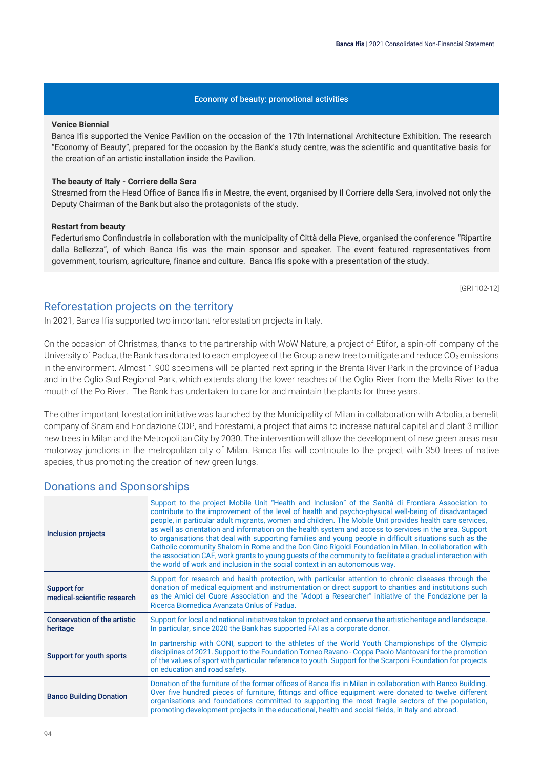| Economy of beauty: promotional activities |
|---|
| **Venice Biennial**<br>Banca Ifis supported the Venice Pavilion on the occasion of the 17th International Architecture Exhibition. The research "Economy of Beauty", prepared for the occasion by the Bank's study centre, was the scientific and quantitative basis for the creation of an artistic installation inside the Pavilion. |
| **The beauty of Italy - Corriere della Sera**<br>Streamed from the Head Office of Banca Ifis in Mestre, the event, organised by Il Corriere della Sera, involved not only the Deputy Chairman of the Bank but also the protagonists of the study. |
| **Restart from beauty**<br>Federturismo Confindustria in collaboration with the municipality of Città della Pieve, organised the conference "Ripartire dalla Bellezza", of which Banca Ifis was the main sponsor and speaker. The event featured representatives from government, tourism, agriculture, finance and culture. Banca Ifis spoke with a presentation of the study. |

[GRI 102-12]

## Reforestation projects on the territory

In 2021, Banca Ifis supported two important reforestation projects in Italy.

On the occasion of Christmas, thanks to the partnership with WoW Nature, a project of Etifor, a spin-off company of the University of Padua, the Bank has donated to each employee of the Group a new tree to mitigate and reduce $CO_2$ emissions in the environment. Almost 1.900 specimens will be planted next spring in the Brenta River Park in the province of Padua and in the Oglio Sud Regional Park, which extends along the lower reaches of the Oglio River from the Mella River to the mouth of the Po River. The Bank has undertaken to care for and maintain the plants for three years.

The other important forestation initiative was launched by the Municipality of Milan in collaboration with Arbolia, a benefit company of Snam and Fondazione CDP, and Forestami, a project that aims to increase natural capital and plant 3 million new trees in Milan and the Metropolitan City by 2030. The intervention will allow the development of new green areas near motorway junctions in the metropolitan city of Milan. Banca Ifis will contribute to the project with 350 trees of native species, thus promoting the creation of new green lungs.

## Donations and Sponsorships

| | |
|---|---|
| Inclusion projects | Support to the project Mobile Unit "Health and Inclusion" of the Sanità di Frontiera Association to contribute to the improvement of the level of health and psycho-physical well-being of disadvantaged people, in particular adult migrants, women and children. The Mobile Unit provides health care services, as well as orientation and information on the health system and access to services in the area. Support to organisations that deal with supporting families and young people in difficult situations such as the Catholic community Shalom in Rome and the Don Gino Rigoldi Foundation in Milan. In collaboration with the association CAF, work grants to young guests of the community to facilitate a gradual interaction with the world of work and inclusion in the social context in an autonomous way. |
| Support for medical-scientific research | Support for research and health protection, with particular attention to chronic diseases through the donation of medical equipment and instrumentation or direct support to charities and institutions such as the Amici del Cuore Association and the "Adopt a Researcher" initiative of the Fondazione per la Ricerca Biomedica Avanzata Onlus of Padua. |
| Conservation of the artistic heritage | Support for local and national initiatives taken to protect and conserve the artistic heritage and landscape. In particular, since 2020 the Bank has supported FAI as a corporate donor. |
| Support for youth sports | In partnership with CONI, support to the athletes of the World Youth Championships of the Olympic disciplines of 2021. Support to the Foundation Torneo Ravano - Coppa Paolo Mantovani for the promotion of the values of sport with particular reference to youth. Support for the Scarponi Foundation for projects on education and road safety. |
| Banco Building Donation | Donation of the furniture of the former offices of Banca Ifis in Milan in collaboration with Banco Building. Over five hundred pieces of furniture, fittings and office equipment were donated to twelve different organisations and foundations committed to supporting the most fragile sectors of the population, promoting development projects in the educational, health and social fields, in Italy and abroad. |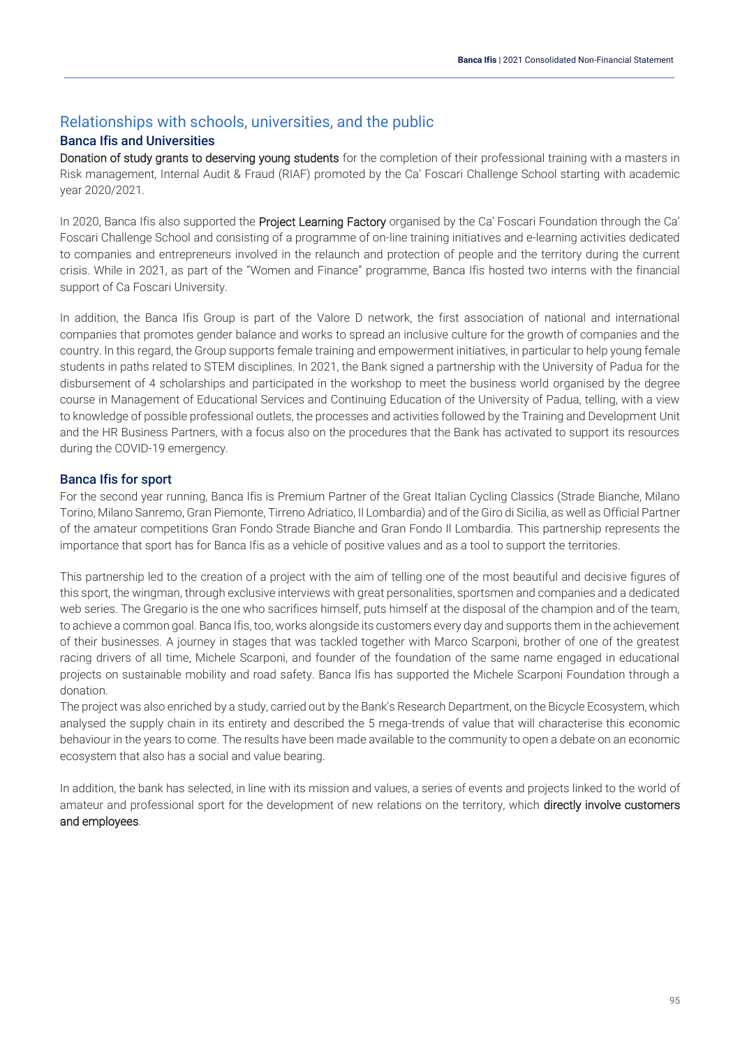## Relationships with schools, universities, and the public

### Banca Ifis and Universities

**Donation of study grants to deserving young students** for the completion of their professional training with a masters in Risk management, Internal Audit & Fraud (RIAF) promoted by the Ca' Foscari Challenge School starting with academic year 2020/2021.

In 2020, Banca Ifis also supported the **Project Learning Factory** organised by the Ca' Foscari Foundation through the Ca' Foscari Challenge School and consisting of a programme of on-line training initiatives and e-learning activities dedicated to companies and entrepreneurs involved in the relaunch and protection of people and the territory during the current crisis. While in 2021, as part of the "Women and Finance" programme, Banca Ifis hosted two interns with the financial support of Ca Foscari University.

In addition, the Banca Ifis Group is part of the Valore D network, the first association of national and international companies that promotes gender balance and works to spread an inclusive culture for the growth of companies and the country. In this regard, the Group supports female training and empowerment initiatives, in particular to help young female students in paths related to STEM disciplines. In 2021, the Bank signed a partnership with the University of Padua for the disbursement of 4 scholarships and participated in the workshop to meet the business world organised by the degree course in Management of Educational Services and Continuing Education of the University of Padua, telling, with a view to knowledge of possible professional outlets, the processes and activities followed by the Training and Development Unit and the HR Business Partners, with a focus also on the procedures that the Bank has activated to support its resources during the COVID-19 emergency.

### Banca Ifis for sport

For the second year running, Banca Ifis is Premium Partner of the Great Italian Cycling Classics (Strade Bianche, Milano Torino, Milano Sanremo, Gran Piemonte, Tirreno Adriatico, Il Lombardia) and of the Giro di Sicilia, as well as Official Partner of the amateur competitions Gran Fondo Strade Bianche and Gran Fondo Il Lombardia. This partnership represents the importance that sport has for Banca Ifis as a vehicle of positive values and as a tool to support the territories.

This partnership led to the creation of a project with the aim of telling one of the most beautiful and decisive figures of this sport, the wingman, through exclusive interviews with great personalities, sportsmen and companies and a dedicated web series. The Gregario is the one who sacrifices himself, puts himself at the disposal of the champion and of the team, to achieve a common goal. Banca Ifis, too, works alongside its customers every day and supports them in the achievement of their businesses. A journey in stages that was tackled together with Marco Scarponi, brother of one of the greatest racing drivers of all time, Michele Scarponi, and founder of the foundation of the same name engaged in educational projects on sustainable mobility and road safety. Banca Ifis has supported the Michele Scarponi Foundation through a donation.
The project was also enriched by a study, carried out by the Bank's Research Department, on the Bicycle Ecosystem, which analysed the supply chain in its entirety and described the 5 mega-trends of value that will characterise this economic behaviour in the years to come. The results have been made available to the community to open a debate on an economic ecosystem that also has a social and value bearing.

In addition, the bank has selected, in line with its mission and values, a series of events and projects linked to the world of amateur and professional sport for the development of new relations on the territory, which **directly involve customers and employees**.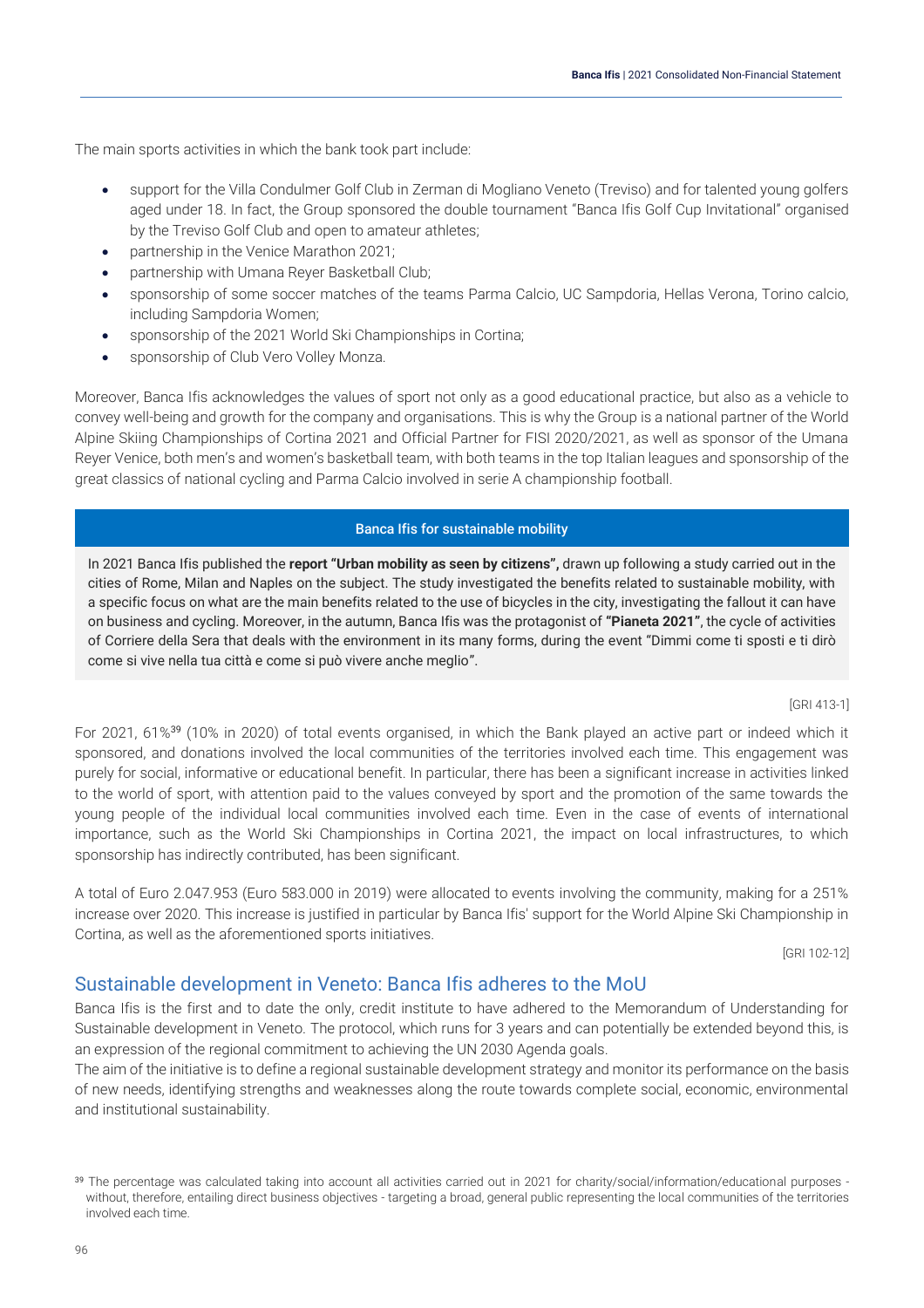The main sports activities in which the bank took part include:

- support for the Villa Condulmer Golf Club in Zerman di Mogliano Veneto (Treviso) and for talented young golfers aged under 18. In fact, the Group sponsored the double tournament "Banca Ifis Golf Cup Invitational" organised by the Treviso Golf Club and open to amateur athletes;
- partnership in the Venice Marathon 2021;
- partnership with Umana Reyer Basketball Club;
- sponsorship of some soccer matches of the teams Parma Calcio, UC Sampdoria, Hellas Verona, Torino calcio, including Sampdoria Women;
- sponsorship of the 2021 World Ski Championships in Cortina;
- sponsorship of Club Vero Volley Monza.

Moreover, Banca Ifis acknowledges the values of sport not only as a good educational practice, but also as a vehicle to convey well-being and growth for the company and organisations. This is why the Group is a national partner of the World Alpine Skiing Championships of Cortina 2021 and Official Partner for FISI 2020/2021, as well as sponsor of the Umana Reyer Venice, both men's and women's basketball team, with both teams in the top Italian leagues and sponsorship of the great classics of national cycling and Parma Calcio involved in serie A championship football.

**Banca Ifis for sustainable mobility**

In 2021 Banca Ifis published the **report "Urban mobility as seen by citizens",** drawn up following a study carried out in the cities of Rome, Milan and Naples on the subject. The study investigated the benefits related to sustainable mobility, with a specific focus on what are the main benefits related to the use of bicycles in the city, investigating the fallout it can have on business and cycling. Moreover, in the autumn, Banca Ifis was the protagonist of **"Pianeta 2021"**, the cycle of activities of Corriere della Sera that deals with the environment in its many forms, during the event "Dimmi come ti sposti e ti dirò come si vive nella tua città e come si può vivere anche meglio".

[GRI 413-1]

For 2021, 61%[39] (10% in 2020) of total events organised, in which the Bank played an active part or indeed which it sponsored, and donations involved the local communities of the territories involved each time. This engagement was purely for social, informative or educational benefit. In particular, there has been a significant increase in activities linked to the world of sport, with attention paid to the values conveyed by sport and the promotion of the same towards the young people of the individual local communities involved each time. Even in the case of events of international importance, such as the World Ski Championships in Cortina 2021, the impact on local infrastructures, to which sponsorship has indirectly contributed, has been significant.

A total of Euro 2.047.953 (Euro 583.000 in 2019) were allocated to events involving the community, making for a 251% increase over 2020. This increase is justified in particular by Banca Ifis' support for the World Alpine Ski Championship in Cortina, as well as the aforementioned sports initiatives.

[GRI 102-12]

## Sustainable development in Veneto: Banca Ifis adheres to the MoU

Banca Ifis is the first and to date the only, credit institute to have adhered to the Memorandum of Understanding for Sustainable development in Veneto. The protocol, which runs for 3 years and can potentially be extended beyond this, is an expression of the regional commitment to achieving the UN 2030 Agenda goals.

The aim of the initiative is to define a regional sustainable development strategy and monitor its performance on the basis of new needs, identifying strengths and weaknesses along the route towards complete social, economic, environmental and institutional sustainability.

[39] The percentage was calculated taking into account all activities carried out in 2021 for charity/social/information/educational purposes - without, therefore, entailing direct business objectives - targeting a broad, general public representing the local communities of the territories involved each time.